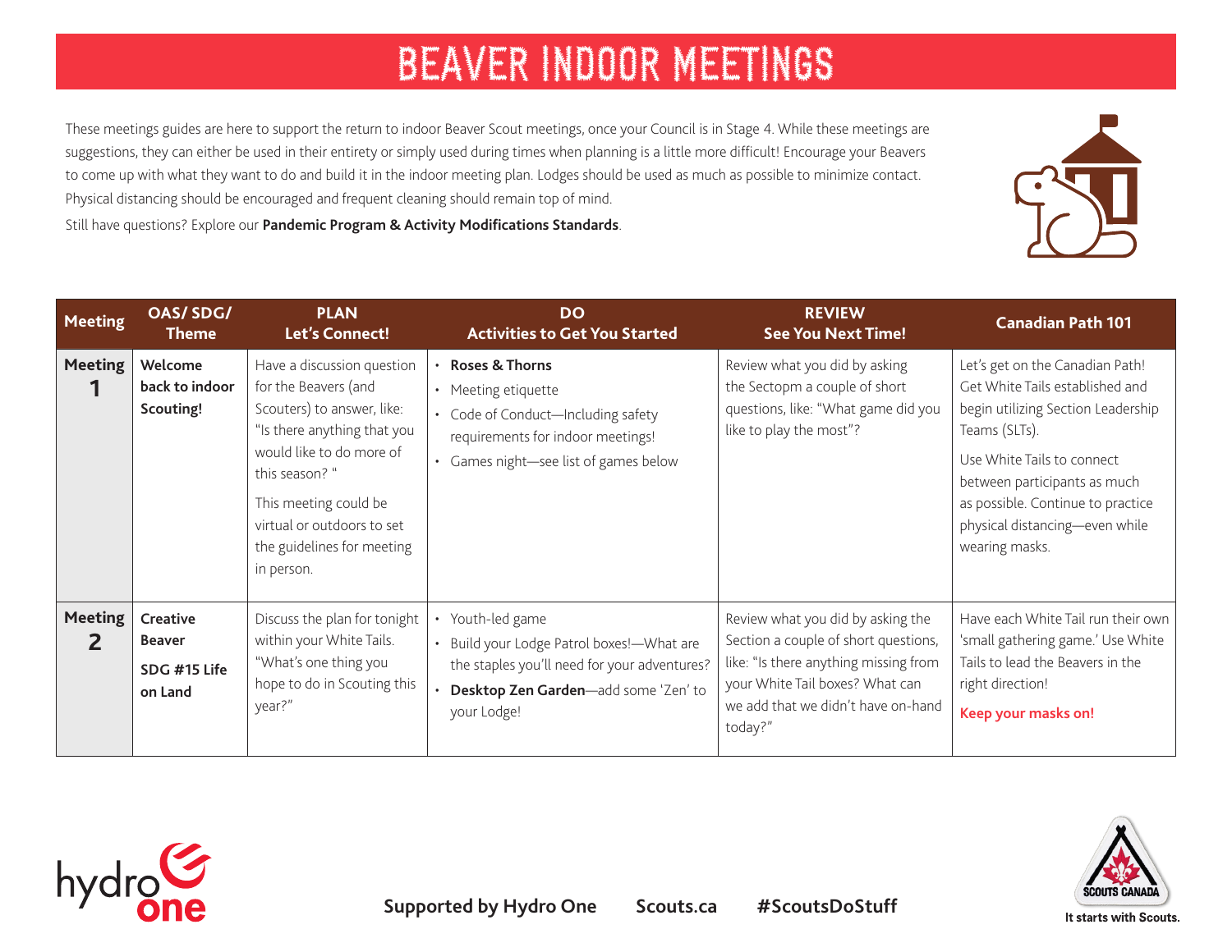# BEAVER INDOOR MEETINGS

These meetings guides are here to support the return to indoor Beaver Scout meetings, once your Council is in Stage 4. While these meetings are suggestions, they can either be used in their entirety or simply used during times when planning is a little more difficult! Encourage your Beavers to come up with what they want to do and build it in the indoor meeting plan. Lodges should be used as much as possible to minimize contact. Physical distancing should be encouraged and frequent cleaning should remain top of mind.

Still have questions? Explore our **Pandemic Program & Activity Modifications Standards**.

| Meeting | OAS/ SDG/ Theme | PLAN Let's Connect! | DO Activities to Get You Started | REVIEW See You Next Time! | Canadian Path 101 |
|---|---|---|---|---|---|
| **Meeting 1** | **Welcome back to indoor Scouting!** | Have a discussion question for the Beavers (and Scouters) to answer, like: "Is there anything that you would like to do more of this season? "<br><br>This meeting could be virtual or outdoors to set the guidelines for meeting in person. | • **Roses & Thorns**<br>• Meeting etiquette<br>• Code of Conduct—Including safety requirements for indoor meetings!<br>• Games night—see list of games below | Review what you did by asking the Sectopm a couple of short questions, like: "What game did you like to play the most"? | Let's get on the Canadian Path! Get White Tails established and begin utilizing Section Leadership Teams (SLTs).<br><br>Use White Tails to connect between participants as much as possible. Continue to practice physical distancing—even while wearing masks. |
| **Meeting 2** | **Creative Beaver**<br><br>**SDG #15 Life on Land** | Discuss the plan for tonight within your White Tails. "What's one thing you hope to do in Scouting this year?" | • Youth-led game<br>• Build your Lodge Patrol boxes!—What are the staples you'll need for your adventures?<br>• **Desktop Zen Garden**—add some 'Zen' to your Lodge! | Review what you did by asking the Section a couple of short questions, like: "Is there anything missing from your White Tail boxes? What can we add that we didn't have on-hand today?" | Have each White Tail run their own 'small gathering game.' Use White Tails to lead the Beavers in the right direction!<br><br>**Keep your masks on!** |

**Supported by Hydro One** **Scouts.ca** **#ScoutsDoStuff**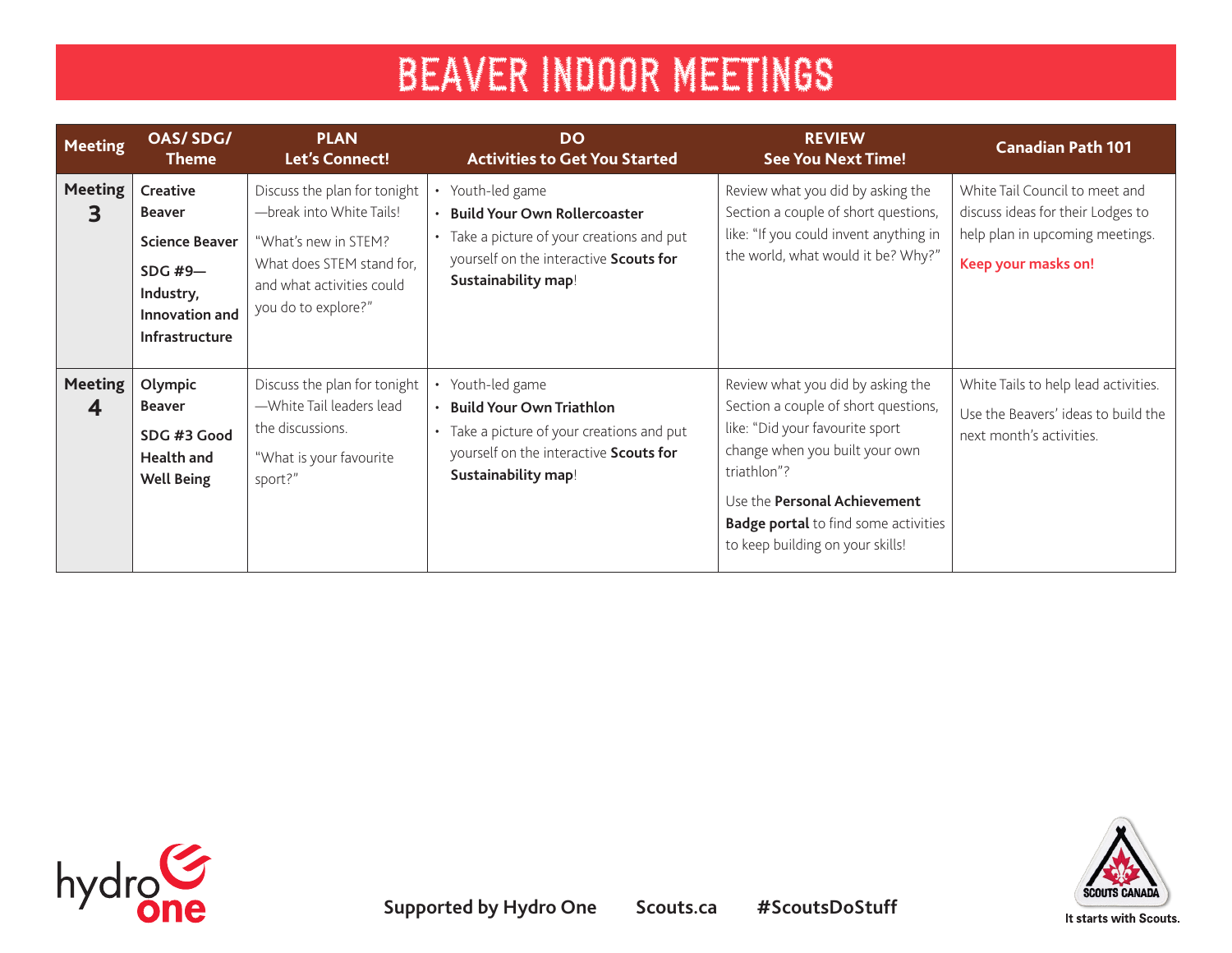# BEAVER INDOOR MEETINGS

| Meeting | OAS/ SDG/ Theme | PLAN Let's Connect! | DO Activities to Get You Started | REVIEW See You Next Time! | Canadian Path 101 |
|---|---|---|---|---|---|
| **Meeting 3** | **Creative Beaver**<br>**Science Beaver**<br>**SDG #9—Industry, Innovation and Infrastructure** | Discuss the plan for tonight—break into White Tails!<br>"What's new in STEM? What does STEM stand for, and what activities could you do to explore?" | • Youth-led game<br>• **Build Your Own Rollercoaster**<br>• Take a picture of your creations and put yourself on the interactive **Scouts for Sustainability map**! | Review what you did by asking the Section a couple of short questions, like: "If you could invent anything in the world, what would it be? Why?" | White Tail Council to meet and discuss ideas for their Lodges to help plan in upcoming meetings.<br>**Keep your masks on!** |
| **Meeting 4** | **Olympic Beaver**<br>**SDG #3 Good Health and Well Being** | Discuss the plan for tonight—White Tail leaders lead the discussions.<br>"What is your favourite sport?" | • Youth-led game<br>• **Build Your Own Triathlon**<br>• Take a picture of your creations and put yourself on the interactive **Scouts for Sustainability map**! | Review what you did by asking the Section a couple of short questions, like: "Did your favourite sport change when you built your own triathlon"?<br>Use the **Personal Achievement Badge portal** to find some activities to keep building on your skills! | White Tails to help lead activities.<br>Use the Beavers' ideas to build the next month's activities. |

Supported by Hydro One    Scouts.ca    #ScoutsDoStuff

It starts with Scouts.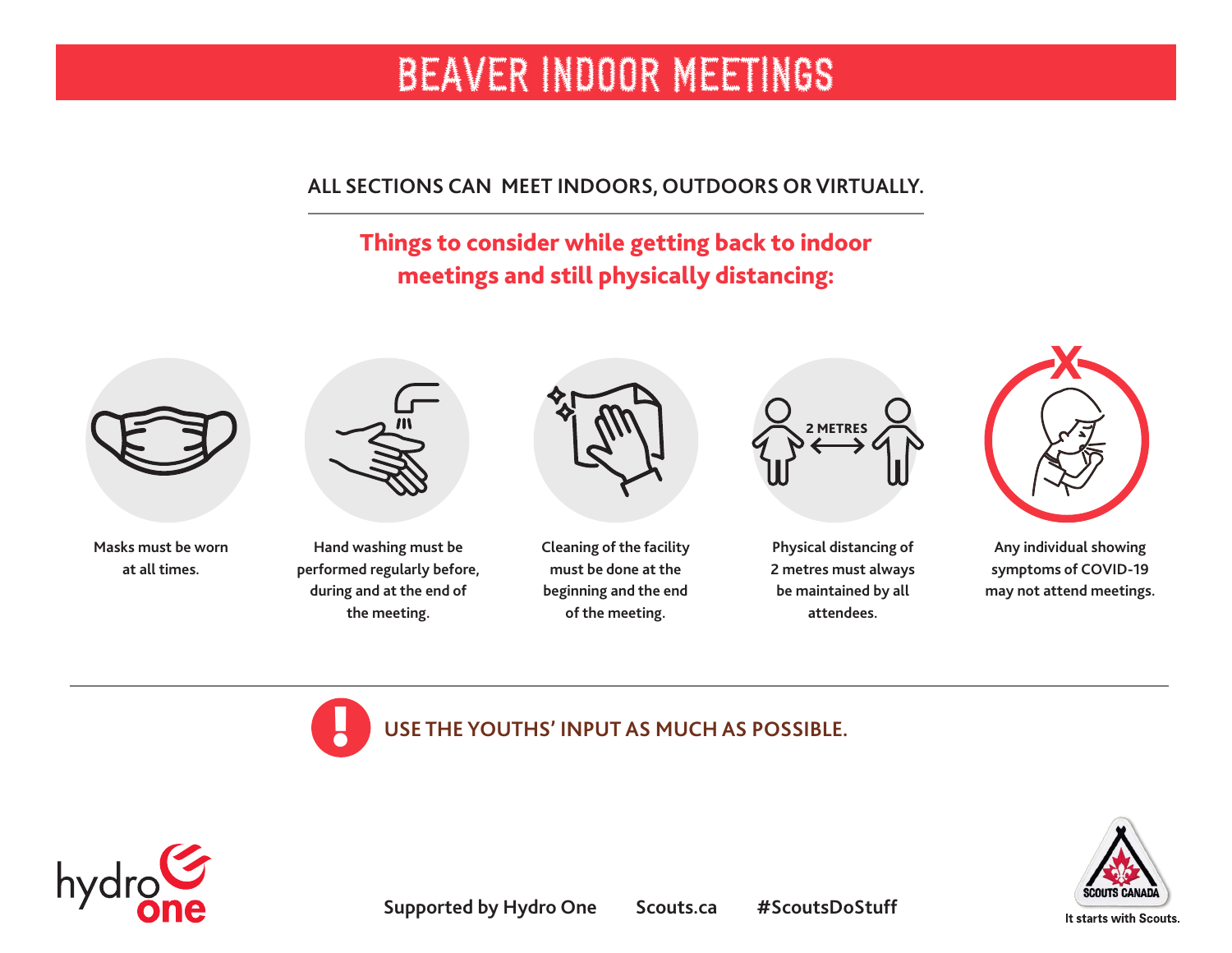# BEAVER INDOOR MEETINGS

**ALL SECTIONS CAN MEET INDOORS, OUTDOORS OR VIRTUALLY.**

## Things to consider while getting back to indoor meetings and still physically distancing:

Masks must be worn at all times.

Hand washing must be performed regularly before, during and at the end of the meeting.

Cleaning of the facility must be done at the beginning and the end of the meeting.

2 METRES

Physical distancing of 2 metres must always be maintained by all attendees.

Any individual showing symptoms of COVID-19 may not attend meetings.

**USE THE YOUTHS' INPUT AS MUCH AS POSSIBLE.**

hydro one

Supported by Hydro One Scouts.ca #ScoutsDoStuff

SCOUTS CANADA

It starts with Scouts.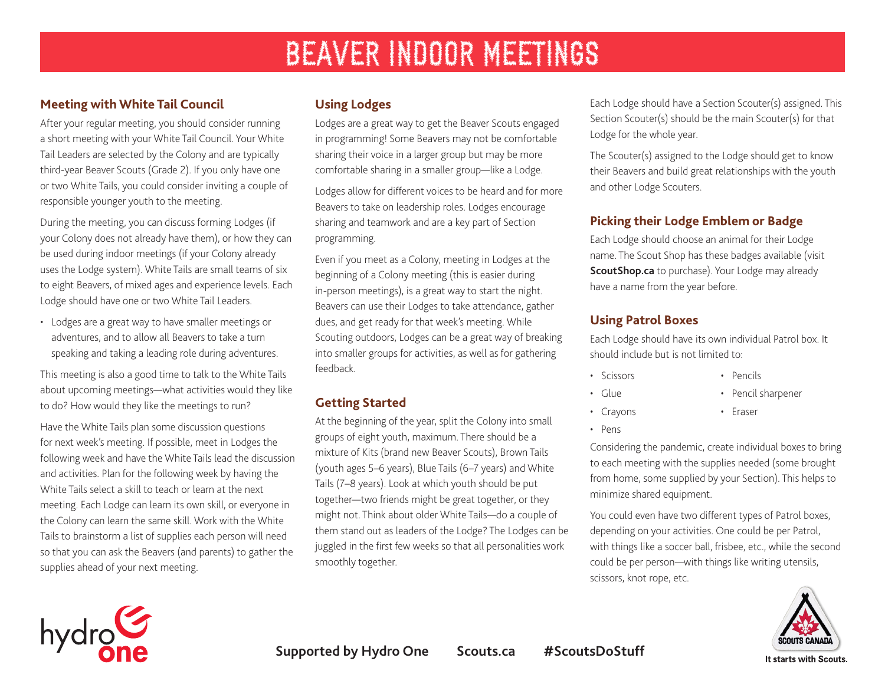# BEAVER INDOOR MEETINGS

## Meeting with White Tail Council

After your regular meeting, you should consider running a short meeting with your White Tail Council. Your White Tail Leaders are selected by the Colony and are typically third-year Beaver Scouts (Grade 2). If you only have one or two White Tails, you could consider inviting a couple of responsible younger youth to the meeting.

During the meeting, you can discuss forming Lodges (if your Colony does not already have them), or how they can be used during indoor meetings (if your Colony already uses the Lodge system). White Tails are small teams of six to eight Beavers, of mixed ages and experience levels. Each Lodge should have one or two White Tail Leaders.

- Lodges are a great way to have smaller meetings or adventures, and to allow all Beavers to take a turn speaking and taking a leading role during adventures.

This meeting is also a good time to talk to the White Tails about upcoming meetings—what activities would they like to do? How would they like the meetings to run?

Have the White Tails plan some discussion questions for next week's meeting. If possible, meet in Lodges the following week and have the White Tails lead the discussion and activities. Plan for the following week by having the White Tails select a skill to teach or learn at the next meeting. Each Lodge can learn its own skill, or everyone in the Colony can learn the same skill. Work with the White Tails to brainstorm a list of supplies each person will need so that you can ask the Beavers (and parents) to gather the supplies ahead of your next meeting.

## Using Lodges

Lodges are a great way to get the Beaver Scouts engaged in programming! Some Beavers may not be comfortable sharing their voice in a larger group but may be more comfortable sharing in a smaller group—like a Lodge.

Lodges allow for different voices to be heard and for more Beavers to take on leadership roles. Lodges encourage sharing and teamwork and are a key part of Section programming.

Even if you meet as a Colony, meeting in Lodges at the beginning of a Colony meeting (this is easier during in-person meetings), is a great way to start the night. Beavers can use their Lodges to take attendance, gather dues, and get ready for that week's meeting. While Scouting outdoors, Lodges can be a great way of breaking into smaller groups for activities, as well as for gathering feedback.

## Getting Started

At the beginning of the year, split the Colony into small groups of eight youth, maximum. There should be a mixture of Kits (brand new Beaver Scouts), Brown Tails (youth ages 5–6 years), Blue Tails (6–7 years) and White Tails (7–8 years). Look at which youth should be put together—two friends might be great together, or they might not. Think about older White Tails—do a couple of them stand out as leaders of the Lodge? The Lodges can be juggled in the first few weeks so that all personalities work smoothly together.

Each Lodge should have a Section Scouter(s) assigned. This Section Scouter(s) should be the main Scouter(s) for that Lodge for the whole year.

The Scouter(s) assigned to the Lodge should get to know their Beavers and build great relationships with the youth and other Lodge Scouters.

## Picking their Lodge Emblem or Badge

Each Lodge should choose an animal for their Lodge name. The Scout Shop has these badges available (visit **ScoutShop.ca** to purchase). Your Lodge may already have a name from the year before.

## Using Patrol Boxes

Each Lodge should have its own individual Patrol box. It should include but is not limited to:

- Scissors
- Glue
- Crayons
- Pens
- Pencils
- Pencil sharpener
- Eraser

Considering the pandemic, create individual boxes to bring to each meeting with the supplies needed (some brought from home, some supplied by your Section). This helps to minimize shared equipment.

You could even have two different types of Patrol boxes, depending on your activities. One could be per Patrol, with things like a soccer ball, frisbee, etc., while the second could be per person—with things like writing utensils, scissors, knot rope, etc.

**Supported by Hydro One** **Scouts.ca** **#ScoutsDoStuff**

It starts with Scouts.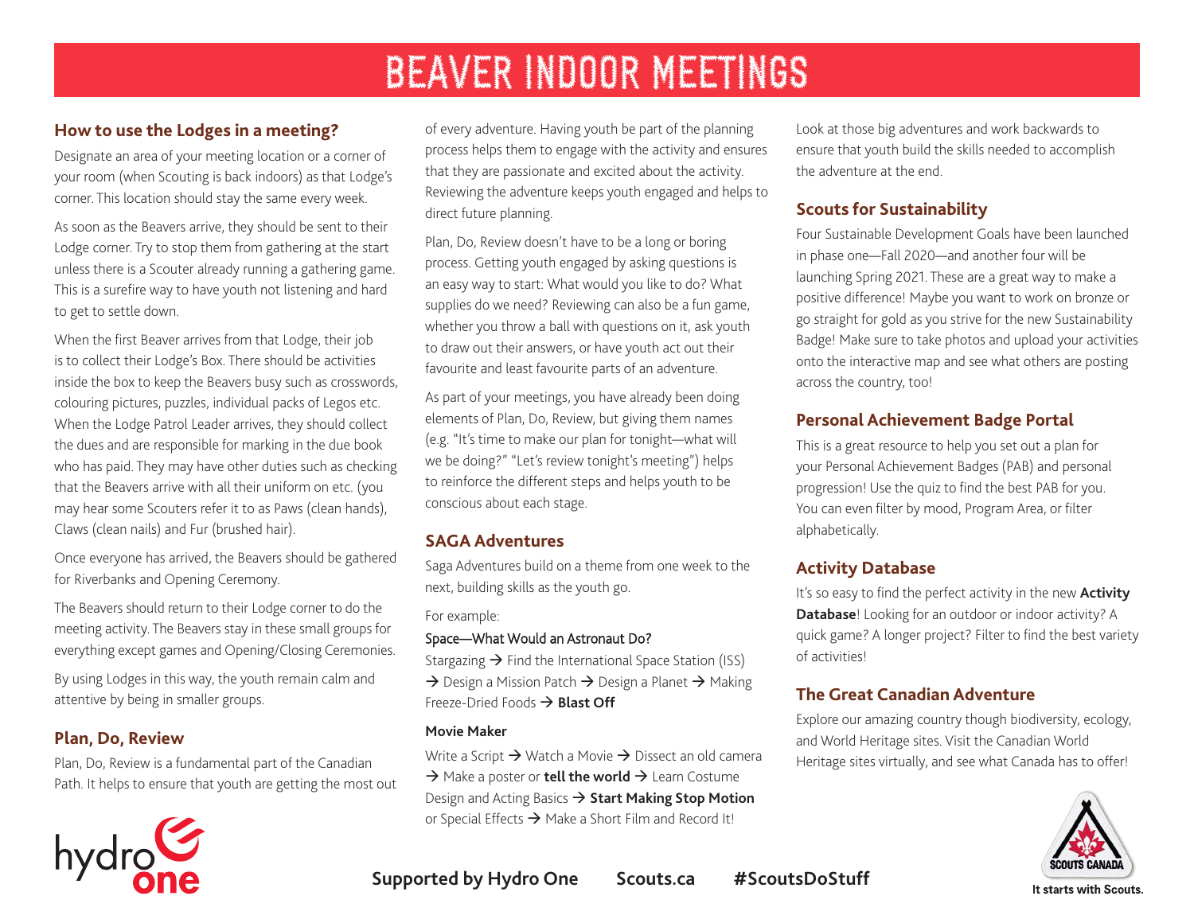# BEAVER INDOOR MEETINGS

## How to use the Lodges in a meeting?

Designate an area of your meeting location or a corner of your room (when Scouting is back indoors) as that Lodge's corner. This location should stay the same every week.

As soon as the Beavers arrive, they should be sent to their Lodge corner. Try to stop them from gathering at the start unless there is a Scouter already running a gathering game. This is a surefire way to have youth not listening and hard to get to settle down.

When the first Beaver arrives from that Lodge, their job is to collect their Lodge's Box. There should be activities inside the box to keep the Beavers busy such as crosswords, colouring pictures, puzzles, individual packs of Legos etc. When the Lodge Patrol Leader arrives, they should collect the dues and are responsible for marking in the due book who has paid. They may have other duties such as checking that the Beavers arrive with all their uniform on etc. (you may hear some Scouters refer it to as Paws (clean hands), Claws (clean nails) and Fur (brushed hair).

Once everyone has arrived, the Beavers should be gathered for Riverbanks and Opening Ceremony.

The Beavers should return to their Lodge corner to do the meeting activity. The Beavers stay in these small groups for everything except games and Opening/Closing Ceremonies.

By using Lodges in this way, the youth remain calm and attentive by being in smaller groups.

## Plan, Do, Review

Plan, Do, Review is a fundamental part of the Canadian Path. It helps to ensure that youth are getting the most out of every adventure. Having youth be part of the planning process helps them to engage with the activity and ensures that they are passionate and excited about the activity. Reviewing the adventure keeps youth engaged and helps to direct future planning.

Plan, Do, Review doesn't have to be a long or boring process. Getting youth engaged by asking questions is an easy way to start: What would you like to do? What supplies do we need? Reviewing can also be a fun game, whether you throw a ball with questions on it, ask youth to draw out their answers, or have youth act out their favourite and least favourite parts of an adventure.

As part of your meetings, you have already been doing elements of Plan, Do, Review, but giving them names (e.g. "It's time to make our plan for tonight—what will we be doing?" "Let's review tonight's meeting") helps to reinforce the different steps and helps youth to be conscious about each stage.

## SAGA Adventures

Saga Adventures build on a theme from one week to the next, building skills as the youth go.

For example:

Space—What Would an Astronaut Do?

Stargazing → Find the International Space Station (ISS) → Design a Mission Patch → Design a Planet → Making Freeze-Dried Foods → **Blast Off**

**Movie Maker**

Write a Script → Watch a Movie → Dissect an old camera → Make a poster or **tell the world** → Learn Costume Design and Acting Basics → **Start Making Stop Motion** or Special Effects → Make a Short Film and Record It!

Look at those big adventures and work backwards to ensure that youth build the skills needed to accomplish the adventure at the end.

## Scouts for Sustainability

Four Sustainable Development Goals have been launched in phase one—Fall 2020—and another four will be launching Spring 2021. These are a great way to make a positive difference! Maybe you want to work on bronze or go straight for gold as you strive for the new Sustainability Badge! Make sure to take photos and upload your activities onto the interactive map and see what others are posting across the country, too!

## Personal Achievement Badge Portal

This is a great resource to help you set out a plan for your Personal Achievement Badges (PAB) and personal progression! Use the quiz to find the best PAB for you. You can even filter by mood, Program Area, or filter alphabetically.

## Activity Database

It's so easy to find the perfect activity in the new **Activity Database**! Looking for an outdoor or indoor activity? A quick game? A longer project? Filter to find the best variety of activities!

## The Great Canadian Adventure

Explore our amazing country though biodiversity, ecology, and World Heritage sites. Visit the Canadian World Heritage sites virtually, and see what Canada has to offer!

**Supported by Hydro One** **Scouts.ca** **#ScoutsDoStuff**

It starts with Scouts.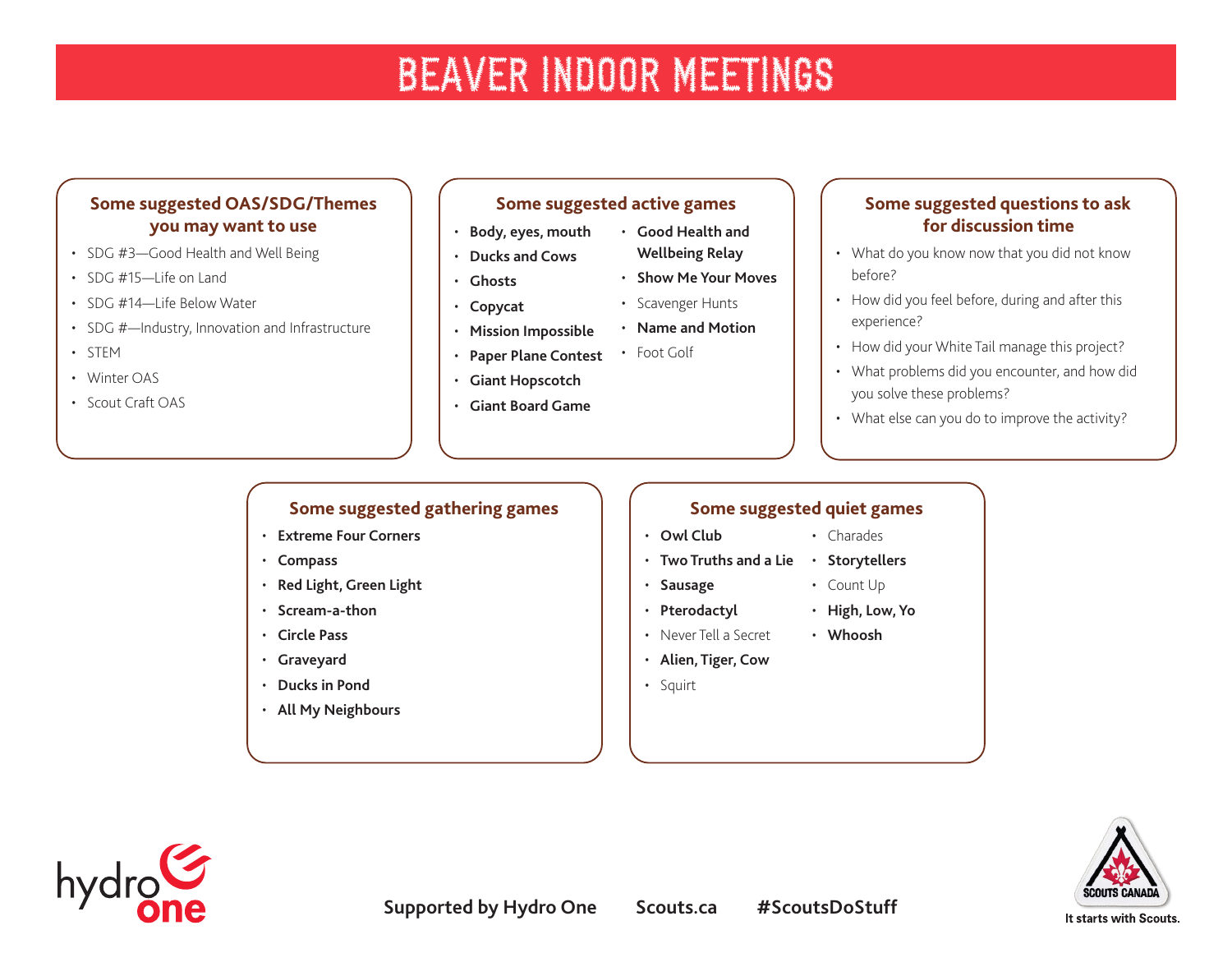# BEAVER INDOOR MEETINGS

## Some suggested OAS/SDG/Themes you may want to use

- SDG #3—Good Health and Well Being
- SDG #15—Life on Land
- SDG #14—Life Below Water
- SDG #—Industry, Innovation and Infrastructure
- STEM
- Winter OAS
- Scout Craft OAS

## Some suggested active games

- **Body, eyes, mouth**
- **Ducks and Cows**
- **Ghosts**
- **Copycat**
- **Mission Impossible**
- **Paper Plane Contest**
- **Giant Hopscotch**
- **Giant Board Game**
- **Good Health and Wellbeing Relay**
- **Show Me Your Moves**
- Scavenger Hunts
- **Name and Motion**
- Foot Golf

## Some suggested questions to ask for discussion time

- What do you know now that you did not know before?
- How did you feel before, during and after this experience?
- How did your White Tail manage this project?
- What problems did you encounter, and how did you solve these problems?
- What else can you do to improve the activity?

## Some suggested gathering games

- **Extreme Four Corners**
- **Compass**
- **Red Light, Green Light**
- **Scream-a-thon**
- **Circle Pass**
- **Graveyard**
- **Ducks in Pond**
- **All My Neighbours**

## Some suggested quiet games

- **Owl Club**
- **Two Truths and a Lie**
- **Sausage**
- **Pterodactyl**
- Never Tell a Secret
- **Alien, Tiger, Cow**
- Squirt
- Charades
- **Storytellers**
- Count Up
- **High, Low, Yo**
- **Whoosh**

**Supported by Hydro One** **Scouts.ca** **#ScoutsDoStuff**

It starts with Scouts.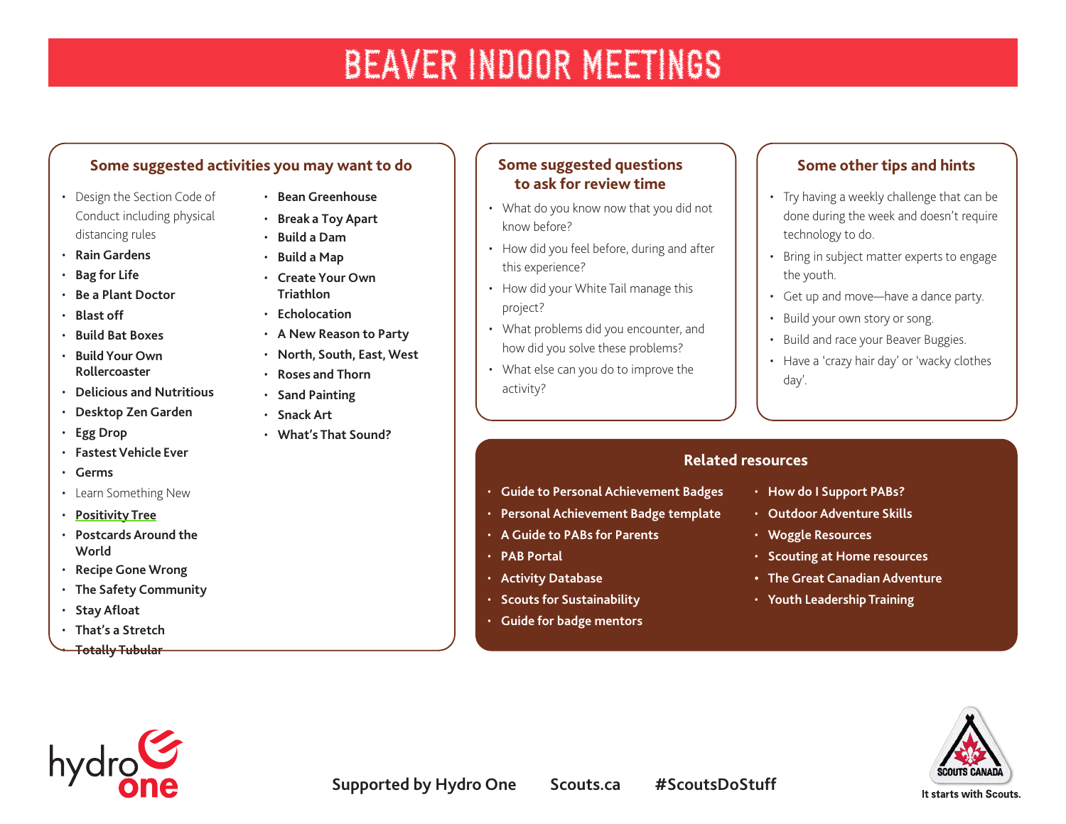# BEAVER INDOOR MEETINGS

## Some suggested activities you may want to do

- Design the Section Code of Conduct including physical distancing rules
- **Rain Gardens**
- **Bag for Life**
- **Be a Plant Doctor**
- **Blast off**
- **Build Bat Boxes**
- **Build Your Own Rollercoaster**
- **Delicious and Nutritious**
- **Desktop Zen Garden**
- **Egg Drop**
- **Fastest Vehicle Ever**
- **Germs**
- Learn Something New
- **Positivity Tree**
- **Postcards Around the World**
- **Recipe Gone Wrong**
- **The Safety Community**
- **Stay Afloat**
- **That's a Stretch**
- **Totally Tubular**
- **Bean Greenhouse**
- **Break a Toy Apart**
- **Build a Dam**
- **Build a Map**
- **Create Your Own Triathlon**
- **Echolocation**
- **A New Reason to Party**
- **North, South, East, West**
- **Roses and Thorn**
- **Sand Painting**
- **Snack Art**
- **What's That Sound?**

## Some suggested questions to ask for review time

- What do you know now that you did not know before?
- How did you feel before, during and after this experience?
- How did your White Tail manage this project?
- What problems did you encounter, and how did you solve these problems?
- What else can you do to improve the activity?

## Some other tips and hints

- Try having a weekly challenge that can be done during the week and doesn't require technology to do.
- Bring in subject matter experts to engage the youth.
- Get up and move—have a dance party.
- Build your own story or song.
- Build and race your Beaver Buggies.
- Have a 'crazy hair day' or 'wacky clothes day'.

## Related resources

- **Guide to Personal Achievement Badges**
- **Personal Achievement Badge template**
- **A Guide to PABs for Parents**
- **PAB Portal**
- **Activity Database**
- **Scouts for Sustainability**
- **Guide for badge mentors**
- **How do I Support PABs?**
- **Outdoor Adventure Skills**
- **Woggle Resources**
- **Scouting at Home resources**
- **The Great Canadian Adventure**
- **Youth Leadership Training**

**Supported by Hydro One** **Scouts.ca** **#ScoutsDoStuff**

It starts with Scouts.